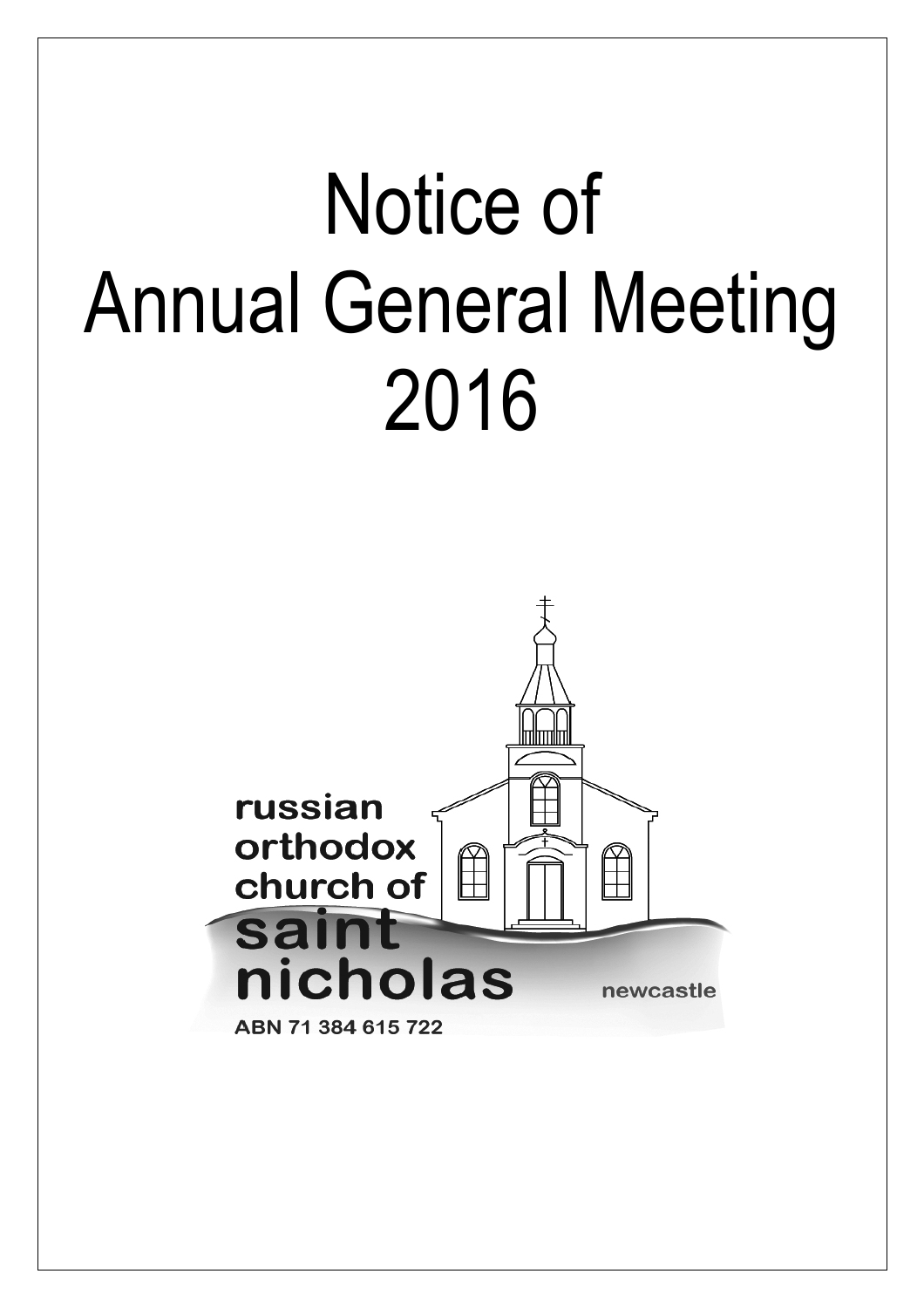# Notice of Annual General Meeting 2016

russian orthodox church of saint nicholas

newcastle

ABN 71 384 615 722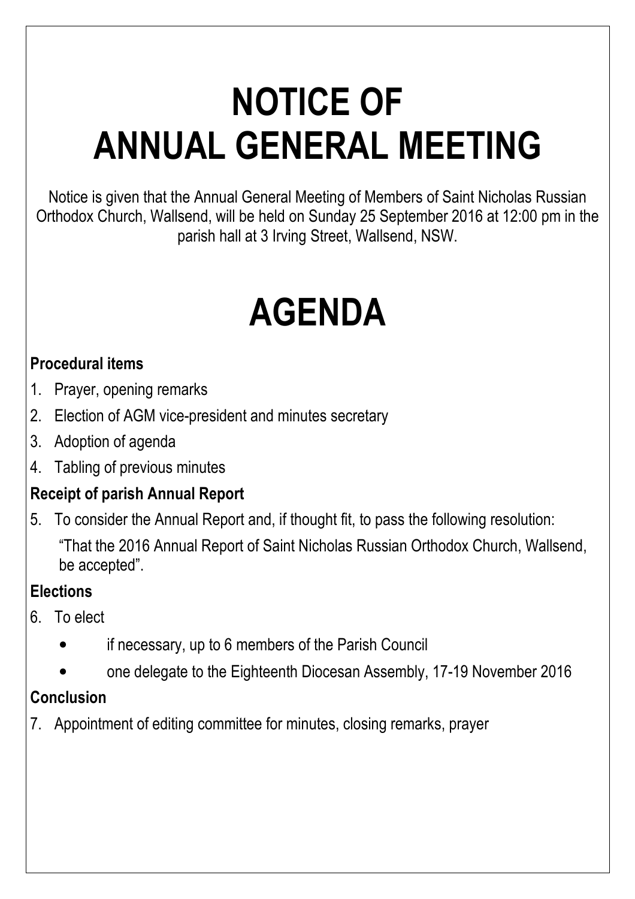# NOTICE OF ANNUAL GENERAL MEETING

Notice is given that the Annual General Meeting of Members of Saint Nicholas Russian Orthodox Church, Wallsend, will be held on Sunday 25 September 2016 at 12:00 pm in the parish hall at 3 Irving Street, Wallsend, NSW.

# AGENDA

**Procedural items**

1. Prayer, opening remarks
2. Election of AGM vice-president and minutes secretary
3. Adoption of agenda
4. Tabling of previous minutes

**Receipt of parish Annual Report**

5. To consider the Annual Report and, if thought fit, to pass the following resolution:

   "That the 2016 Annual Report of Saint Nicholas Russian Orthodox Church, Wallsend, be accepted".

**Elections**

6. To elect
   - if necessary, up to 6 members of the Parish Council
   - one delegate to the Eighteenth Diocesan Assembly, 17-19 November 2016

**Conclusion**

7. Appointment of editing committee for minutes, closing remarks, prayer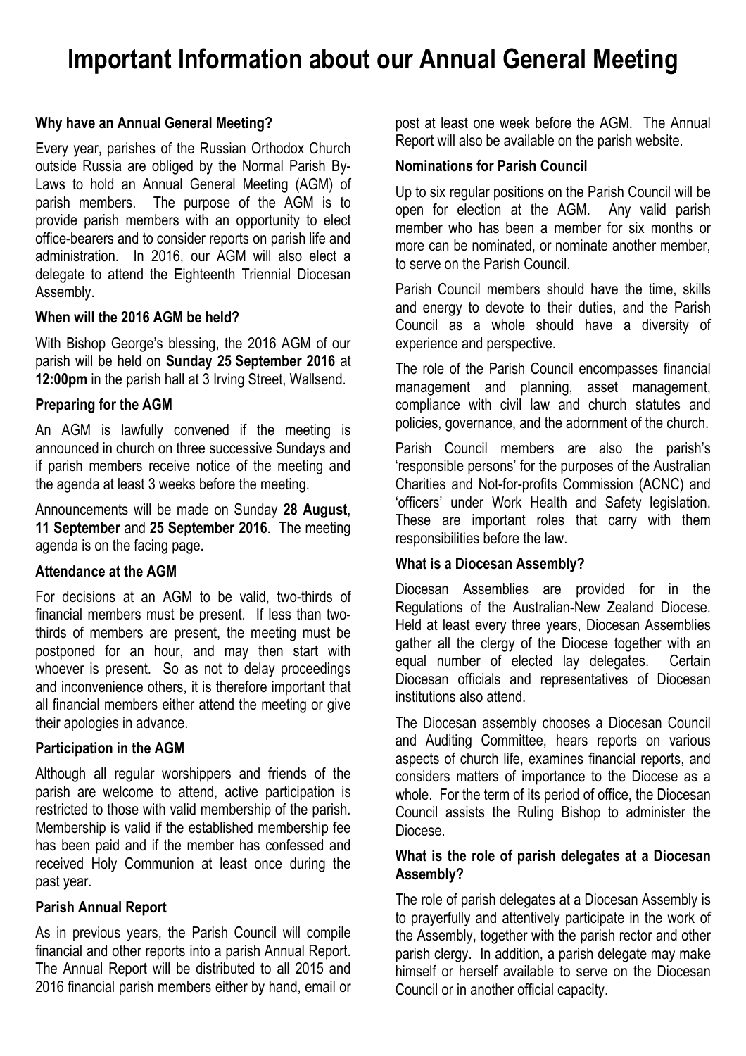# Important Information about our Annual General Meeting

### Why have an Annual General Meeting?

Every year, parishes of the Russian Orthodox Church outside Russia are obliged by the Normal Parish By-Laws to hold an Annual General Meeting (AGM) of parish members. The purpose of the AGM is to provide parish members with an opportunity to elect office-bearers and to consider reports on parish life and administration. In 2016, our AGM will also elect a delegate to attend the Eighteenth Triennial Diocesan Assembly.

### When will the 2016 AGM be held?

With Bishop George's blessing, the 2016 AGM of our parish will be held on **Sunday 25 September 2016** at **12:00pm** in the parish hall at 3 Irving Street, Wallsend.

### Preparing for the AGM

An AGM is lawfully convened if the meeting is announced in church on three successive Sundays and if parish members receive notice of the meeting and the agenda at least 3 weeks before the meeting.

Announcements will be made on Sunday **28 August**, **11 September** and **25 September 2016**. The meeting agenda is on the facing page.

### Attendance at the AGM

For decisions at an AGM to be valid, two-thirds of financial members must be present. If less than two-thirds of members are present, the meeting must be postponed for an hour, and may then start with whoever is present. So as not to delay proceedings and inconvenience others, it is therefore important that all financial members either attend the meeting or give their apologies in advance.

### Participation in the AGM

Although all regular worshippers and friends of the parish are welcome to attend, active participation is restricted to those with valid membership of the parish. Membership is valid if the established membership fee has been paid and if the member has confessed and received Holy Communion at least once during the past year.

### Parish Annual Report

As in previous years, the Parish Council will compile financial and other reports into a parish Annual Report. The Annual Report will be distributed to all 2015 and 2016 financial parish members either by hand, email or post at least one week before the AGM. The Annual Report will also be available on the parish website.

### Nominations for Parish Council

Up to six regular positions on the Parish Council will be open for election at the AGM. Any valid parish member who has been a member for six months or more can be nominated, or nominate another member, to serve on the Parish Council.

Parish Council members should have the time, skills and energy to devote to their duties, and the Parish Council as a whole should have a diversity of experience and perspective.

The role of the Parish Council encompasses financial management and planning, asset management, compliance with civil law and church statutes and policies, governance, and the adornment of the church.

Parish Council members are also the parish's 'responsible persons' for the purposes of the Australian Charities and Not-for-profits Commission (ACNC) and 'officers' under Work Health and Safety legislation. These are important roles that carry with them responsibilities before the law.

### What is a Diocesan Assembly?

Diocesan Assemblies are provided for in the Regulations of the Australian-New Zealand Diocese. Held at least every three years, Diocesan Assemblies gather all the clergy of the Diocese together with an equal number of elected lay delegates. Certain Diocesan officials and representatives of Diocesan institutions also attend.

The Diocesan assembly chooses a Diocesan Council and Auditing Committee, hears reports on various aspects of church life, examines financial reports, and considers matters of importance to the Diocese as a whole. For the term of its period of office, the Diocesan Council assists the Ruling Bishop to administer the Diocese.

### What is the role of parish delegates at a Diocesan Assembly?

The role of parish delegates at a Diocesan Assembly is to prayerfully and attentively participate in the work of the Assembly, together with the parish rector and other parish clergy. In addition, a parish delegate may make himself or herself available to serve on the Diocesan Council or in another official capacity.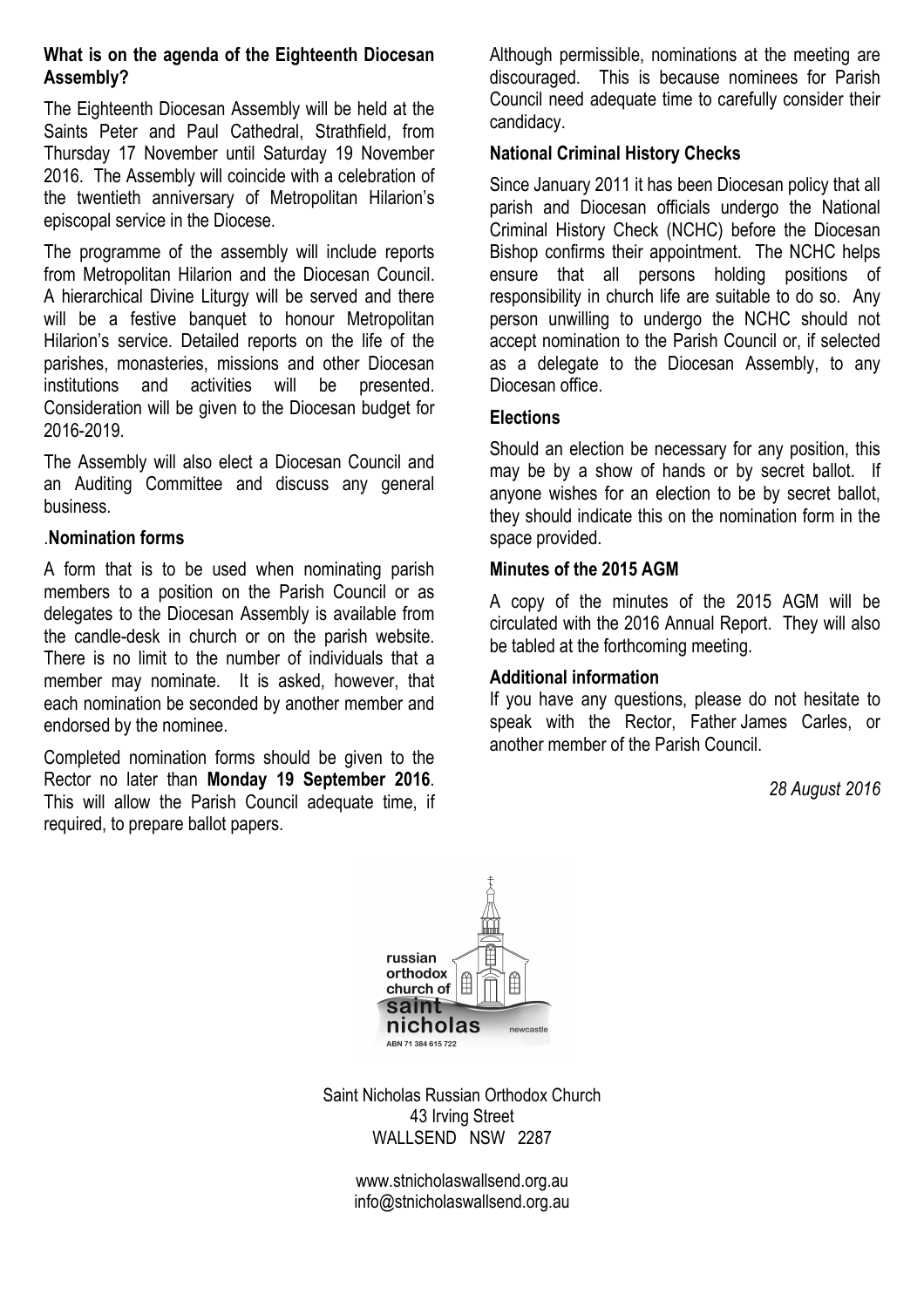**What is on the agenda of the Eighteenth Diocesan Assembly?**

The Eighteenth Diocesan Assembly will be held at the Saints Peter and Paul Cathedral, Strathfield, from Thursday 17 November until Saturday 19 November 2016. The Assembly will coincide with a celebration of the twentieth anniversary of Metropolitan Hilarion's episcopal service in the Diocese.

The programme of the assembly will include reports from Metropolitan Hilarion and the Diocesan Council. A hierarchical Divine Liturgy will be served and there will be a festive banquet to honour Metropolitan Hilarion's service. Detailed reports on the life of the parishes, monasteries, missions and other Diocesan institutions and activities will be presented. Consideration will be given to the Diocesan budget for 2016-2019.

The Assembly will also elect a Diocesan Council and an Auditing Committee and discuss any general business.

.**Nomination forms**

A form that is to be used when nominating parish members to a position on the Parish Council or as delegates to the Diocesan Assembly is available from the candle-desk in church or on the parish website. There is no limit to the number of individuals that a member may nominate. It is asked, however, that each nomination be seconded by another member and endorsed by the nominee.

Completed nomination forms should be given to the Rector no later than **Monday 19 September 2016**. This will allow the Parish Council adequate time, if required, to prepare ballot papers.

Although permissible, nominations at the meeting are discouraged. This is because nominees for Parish Council need adequate time to carefully consider their candidacy.

**National Criminal History Checks**

Since January 2011 it has been Diocesan policy that all parish and Diocesan officials undergo the National Criminal History Check (NCHC) before the Diocesan Bishop confirms their appointment. The NCHC helps ensure that all persons holding positions of responsibility in church life are suitable to do so. Any person unwilling to undergo the NCHC should not accept nomination to the Parish Council or, if selected as a delegate to the Diocesan Assembly, to any Diocesan office.

**Elections**

Should an election be necessary for any position, this may be by a show of hands or by secret ballot. If anyone wishes for an election to be by secret ballot, they should indicate this on the nomination form in the space provided.

**Minutes of the 2015 AGM**

A copy of the minutes of the 2015 AGM will be circulated with the 2016 Annual Report. They will also be tabled at the forthcoming meeting.

**Additional information**

If you have any questions, please do not hesitate to speak with the Rector, Father James Carles, or another member of the Parish Council.

*28 August 2016*

russian orthodox church of saint nicholas newcastle
ABN 71 384 615 722

Saint Nicholas Russian Orthodox Church
43 Irving Street
WALLSEND NSW 2287

www.stnicholaswallsend.org.au
info@stnicholaswallsend.org.au